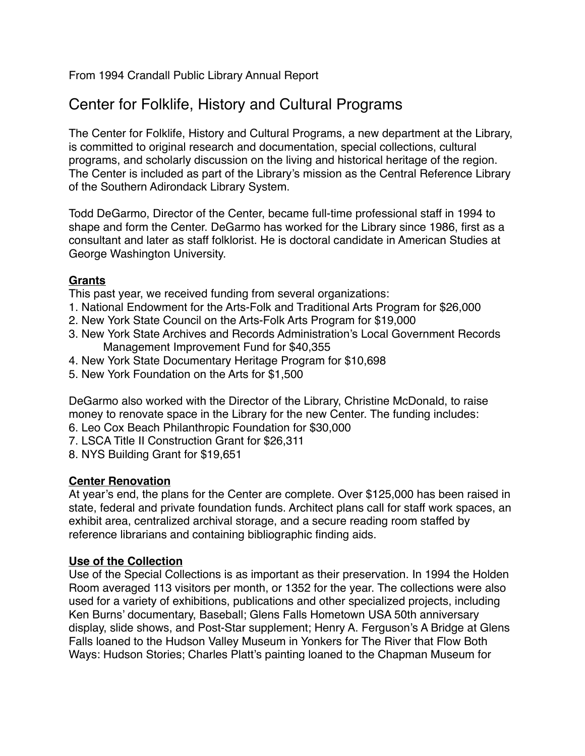From 1994 Crandall Public Library Annual Report

# Center for Folklife, History and Cultural Programs

The Center for Folklife, History and Cultural Programs, a new department at the Library, is committed to original research and documentation, special collections, cultural programs, and scholarly discussion on the living and historical heritage of the region. The Center is included as part of the Library's mission as the Central Reference Library of the Southern Adirondack Library System.

Todd DeGarmo, Director of the Center, became full-time professional staff in 1994 to shape and form the Center. DeGarmo has worked for the Library since 1986, first as a consultant and later as staff folklorist. He is doctoral candidate in American Studies at George Washington University.

**Grants**

This past year, we received funding from several organizations:

1. National Endowment for the Arts-Folk and Traditional Arts Program for $26,000
2. New York State Council on the Arts-Folk Arts Program for $19,000
3. New York State Archives and Records Administration's Local Government Records Management Improvement Fund for $40,355
4. New York State Documentary Heritage Program for $10,698
5. New York Foundation on the Arts for $1,500

DeGarmo also worked with the Director of the Library, Christine McDonald, to raise money to renovate space in the Library for the new Center. The funding includes:

6. Leo Cox Beach Philanthropic Foundation for $30,000
7. LSCA Title II Construction Grant for $26,311
8. NYS Building Grant for $19,651

**Center Renovation**

At year's end, the plans for the Center are complete. Over $125,000 has been raised in state, federal and private foundation funds. Architect plans call for staff work spaces, an exhibit area, centralized archival storage, and a secure reading room staffed by reference librarians and containing bibliographic finding aids.

**Use of the Collection**

Use of the Special Collections is as important as their preservation. In 1994 the Holden Room averaged 113 visitors per month, or 1352 for the year. The collections were also used for a variety of exhibitions, publications and other specialized projects, including Ken Burns' documentary, Baseball; Glens Falls Hometown USA 50th anniversary display, slide shows, and Post-Star supplement; Henry A. Ferguson's A Bridge at Glens Falls loaned to the Hudson Valley Museum in Yonkers for The River that Flow Both Ways: Hudson Stories; Charles Platt's painting loaned to the Chapman Museum for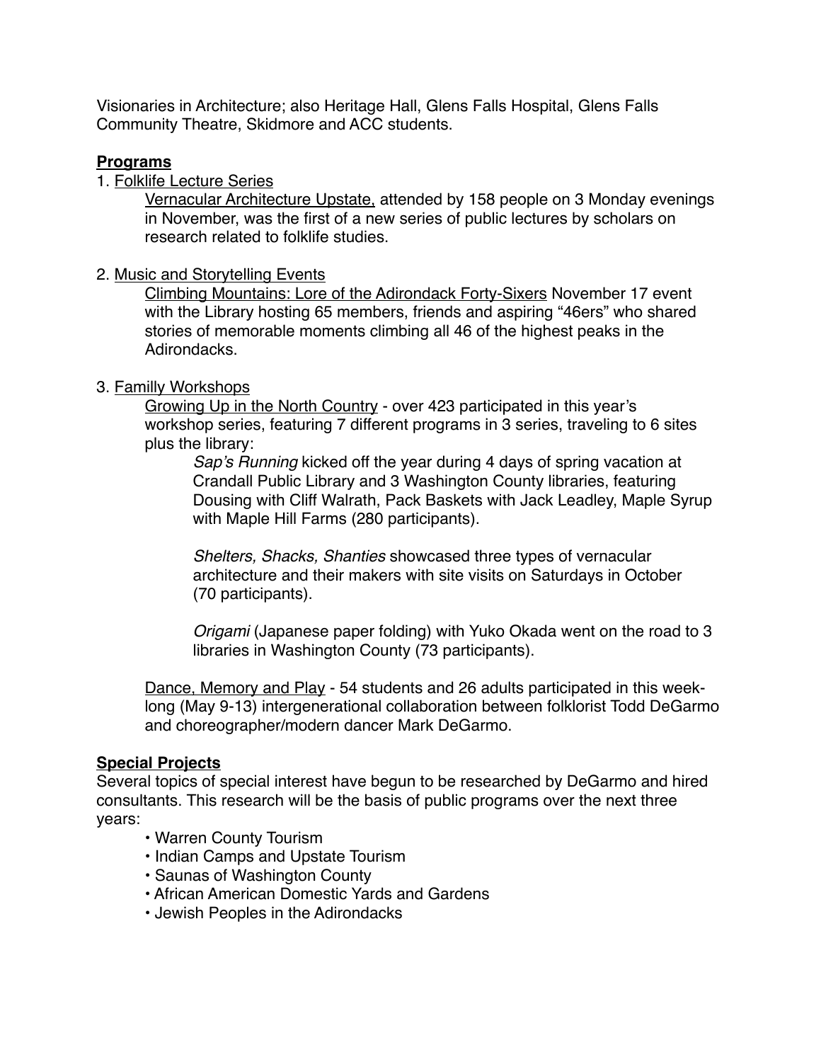Visionaries in Architecture; also Heritage Hall, Glens Falls Hospital, Glens Falls Community Theatre, Skidmore and ACC students.

**Programs**

1. Folklife Lecture Series

   Vernacular Architecture Upstate, attended by 158 people on 3 Monday evenings in November, was the first of a new series of public lectures by scholars on research related to folklife studies.

2. Music and Storytelling Events

   Climbing Mountains: Lore of the Adirondack Forty-Sixers November 17 event with the Library hosting 65 members, friends and aspiring "46ers" who shared stories of memorable moments climbing all 46 of the highest peaks in the Adirondacks.

3. Familly Workshops

   Growing Up in the North Country - over 423 participated in this year's workshop series, featuring 7 different programs in 3 series, traveling to 6 sites plus the library:

   > *Sap's Running* kicked off the year during 4 days of spring vacation at Crandall Public Library and 3 Washington County libraries, featuring Dousing with Cliff Walrath, Pack Baskets with Jack Leadley, Maple Syrup with Maple Hill Farms (280 participants).
   >
   > *Shelters, Shacks, Shanties* showcased three types of vernacular architecture and their makers with site visits on Saturdays in October (70 participants).
   >
   > *Origami* (Japanese paper folding) with Yuko Okada went on the road to 3 libraries in Washington County (73 participants).

   Dance, Memory and Play - 54 students and 26 adults participated in this week-long (May 9-13) intergenerational collaboration between folklorist Todd DeGarmo and choreographer/modern dancer Mark DeGarmo.

**Special Projects**

Several topics of special interest have begun to be researched by DeGarmo and hired consultants. This research will be the basis of public programs over the next three years:

- Warren County Tourism
- Indian Camps and Upstate Tourism
- Saunas of Washington County
- African American Domestic Yards and Gardens
- Jewish Peoples in the Adirondacks